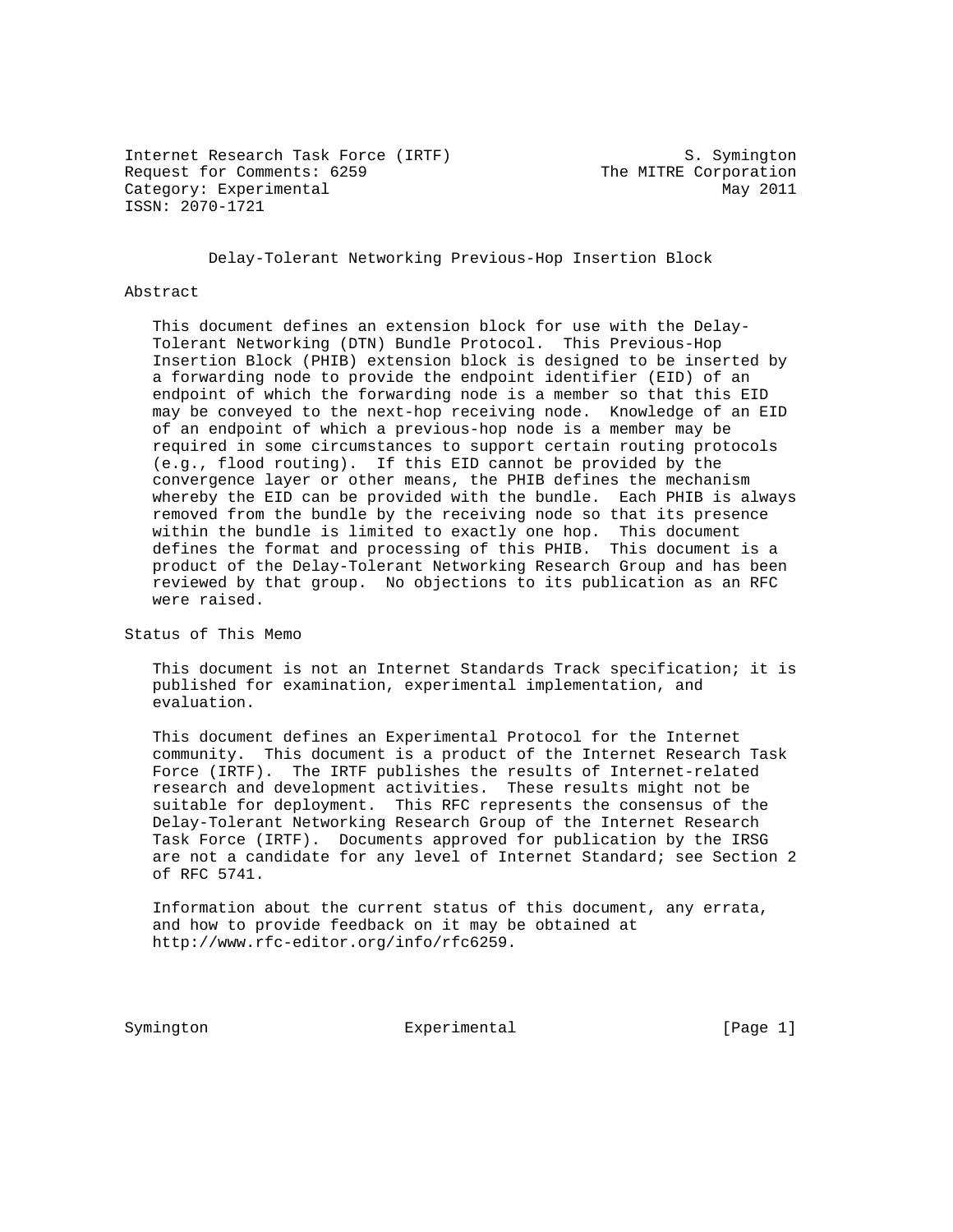Internet Research Task Force (IRTF)  
Request for Comments: 6259  
Category: Experimental  
ISSN: 2070-1721

S. Symington  
The MITRE Corporation  
May 2011

# Delay-Tolerant Networking Previous-Hop Insertion Block

## Abstract

This document defines an extension block for use with the Delay-Tolerant Networking (DTN) Bundle Protocol. This Previous-Hop Insertion Block (PHIB) extension block is designed to be inserted by a forwarding node to provide the endpoint identifier (EID) of an endpoint of which the forwarding node is a member so that this EID may be conveyed to the next-hop receiving node. Knowledge of an EID of an endpoint of which a previous-hop node is a member may be required in some circumstances to support certain routing protocols (e.g., flood routing). If this EID cannot be provided by the convergence layer or other means, the PHIB defines the mechanism whereby the EID can be provided with the bundle. Each PHIB is always removed from the bundle by the receiving node so that its presence within the bundle is limited to exactly one hop. This document defines the format and processing of this PHIB. This document is a product of the Delay-Tolerant Networking Research Group and has been reviewed by that group. No objections to its publication as an RFC were raised.

## Status of This Memo

This document is not an Internet Standards Track specification; it is published for examination, experimental implementation, and evaluation.

This document defines an Experimental Protocol for the Internet community. This document is a product of the Internet Research Task Force (IRTF). The IRTF publishes the results of Internet-related research and development activities. These results might not be suitable for deployment. This RFC represents the consensus of the Delay-Tolerant Networking Research Group of the Internet Research Task Force (IRTF). Documents approved for publication by the IRSG are not a candidate for any level of Internet Standard; see Section 2 of RFC 5741.

Information about the current status of this document, any errata, and how to provide feedback on it may be obtained at http://www.rfc-editor.org/info/rfc6259.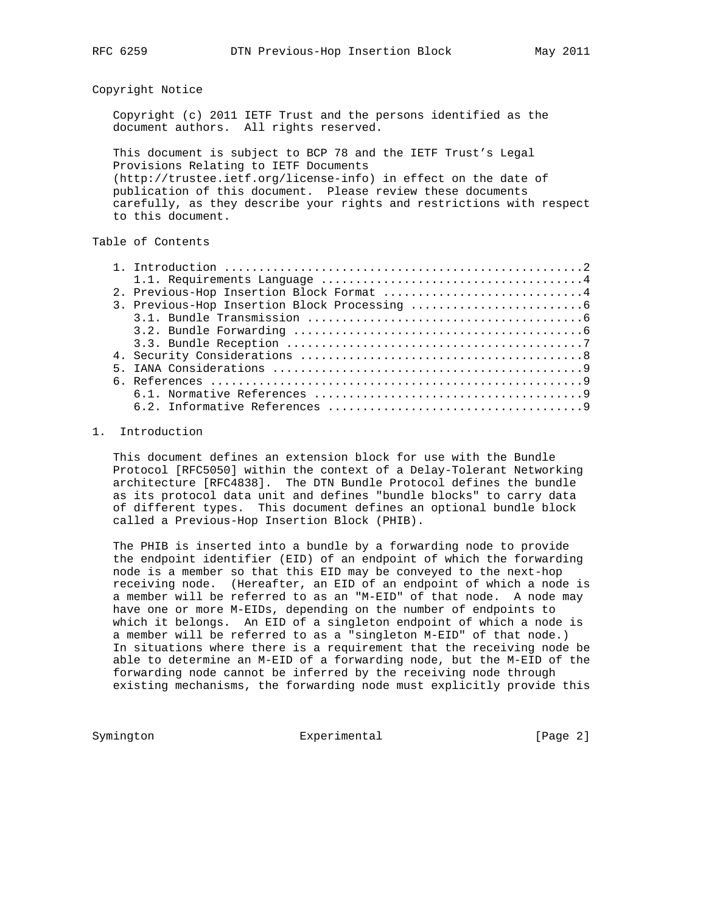Copyright Notice

Copyright (c) 2011 IETF Trust and the persons identified as the document authors. All rights reserved.

This document is subject to BCP 78 and the IETF Trust's Legal Provisions Relating to IETF Documents (http://trustee.ietf.org/license-info) in effect on the date of publication of this document. Please review these documents carefully, as they describe your rights and restrictions with respect to this document.

Table of Contents

```
1. Introduction ....................................................2
   1.1. Requirements Language .....................................4
2. Previous-Hop Insertion Block Format ............................4
3. Previous-Hop Insertion Block Processing ........................6
   3.1. Bundle Transmission .......................................6
   3.2. Bundle Forwarding .........................................6
   3.3. Bundle Reception ..........................................7
4. Security Considerations ........................................8
5. IANA Considerations ............................................9
6. References .....................................................9
   6.1. Normative References ......................................9
   6.2. Informative References ....................................9
```

## 1. Introduction

This document defines an extension block for use with the Bundle Protocol [RFC5050] within the context of a Delay-Tolerant Networking architecture [RFC4838]. The DTN Bundle Protocol defines the bundle as its protocol data unit and defines "bundle blocks" to carry data of different types. This document defines an optional bundle block called a Previous-Hop Insertion Block (PHIB).

The PHIB is inserted into a bundle by a forwarding node to provide the endpoint identifier (EID) of an endpoint of which the forwarding node is a member so that this EID may be conveyed to the next-hop receiving node. (Hereafter, an EID of an endpoint of which a node is a member will be referred to as an "M-EID" of that node. A node may have one or more M-EIDs, depending on the number of endpoints to which it belongs. An EID of a singleton endpoint of which a node is a member will be referred to as a "singleton M-EID" of that node.) In situations where there is a requirement that the receiving node be able to determine an M-EID of a forwarding node, but the M-EID of the forwarding node cannot be inferred by the receiving node through existing mechanisms, the forwarding node must explicitly provide this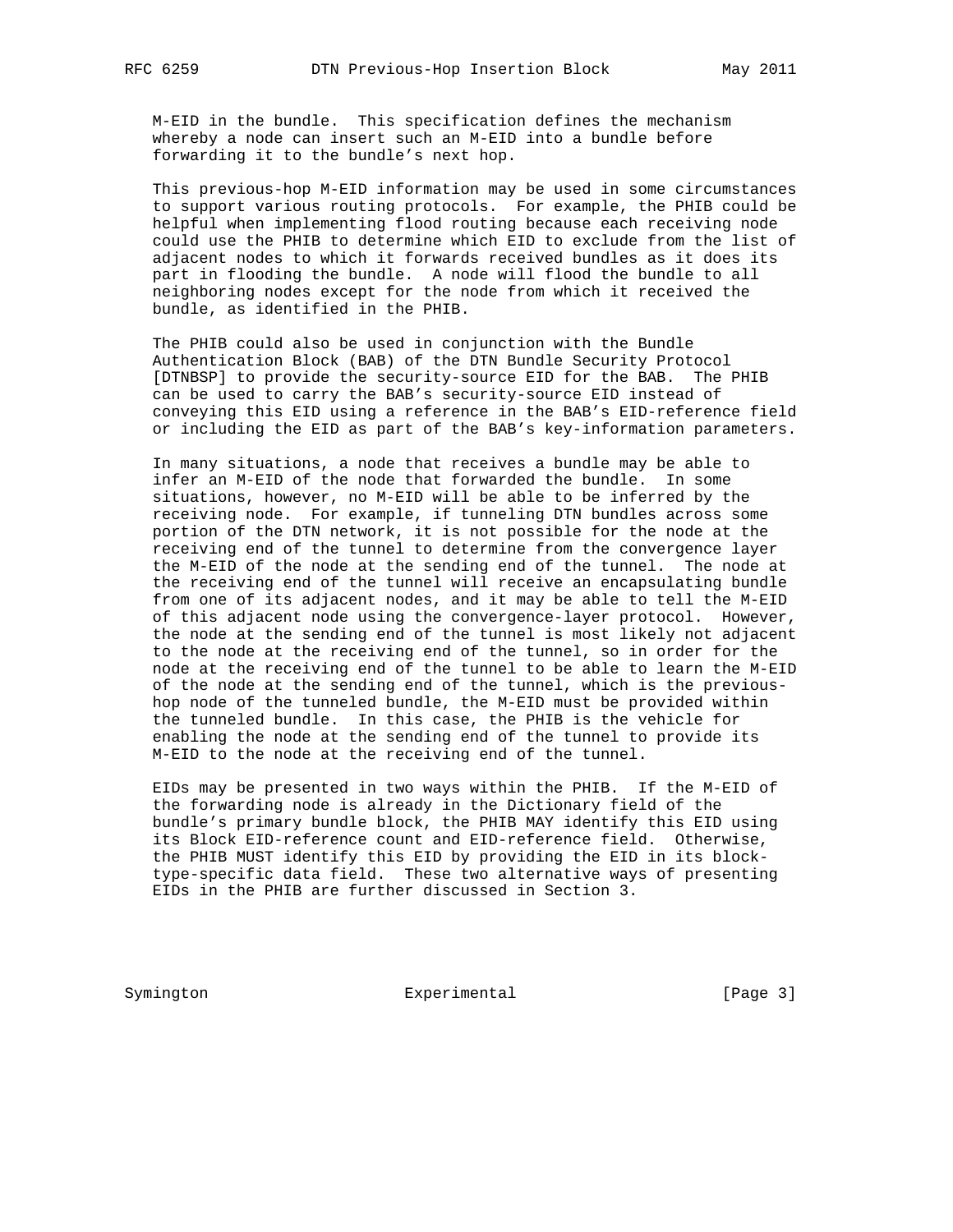M-EID in the bundle. This specification defines the mechanism whereby a node can insert such an M-EID into a bundle before forwarding it to the bundle's next hop.

This previous-hop M-EID information may be used in some circumstances to support various routing protocols. For example, the PHIB could be helpful when implementing flood routing because each receiving node could use the PHIB to determine which EID to exclude from the list of adjacent nodes to which it forwards received bundles as it does its part in flooding the bundle. A node will flood the bundle to all neighboring nodes except for the node from which it received the bundle, as identified in the PHIB.

The PHIB could also be used in conjunction with the Bundle Authentication Block (BAB) of the DTN Bundle Security Protocol [DTNBSP] to provide the security-source EID for the BAB. The PHIB can be used to carry the BAB's security-source EID instead of conveying this EID using a reference in the BAB's EID-reference field or including the EID as part of the BAB's key-information parameters.

In many situations, a node that receives a bundle may be able to infer an M-EID of the node that forwarded the bundle. In some situations, however, no M-EID will be able to be inferred by the receiving node. For example, if tunneling DTN bundles across some portion of the DTN network, it is not possible for the node at the receiving end of the tunnel to determine from the convergence layer the M-EID of the node at the sending end of the tunnel. The node at the receiving end of the tunnel will receive an encapsulating bundle from one of its adjacent nodes, and it may be able to tell the M-EID of this adjacent node using the convergence-layer protocol. However, the node at the sending end of the tunnel is most likely not adjacent to the node at the receiving end of the tunnel, so in order for the node at the receiving end of the tunnel to be able to learn the M-EID of the node at the sending end of the tunnel, which is the previous-hop node of the tunneled bundle, the M-EID must be provided within the tunneled bundle. In this case, the PHIB is the vehicle for enabling the node at the sending end of the tunnel to provide its M-EID to the node at the receiving end of the tunnel.

EIDs may be presented in two ways within the PHIB. If the M-EID of the forwarding node is already in the Dictionary field of the bundle's primary bundle block, the PHIB MAY identify this EID using its Block EID-reference count and EID-reference field. Otherwise, the PHIB MUST identify this EID by providing the EID in its block-type-specific data field. These two alternative ways of presenting EIDs in the PHIB are further discussed in Section 3.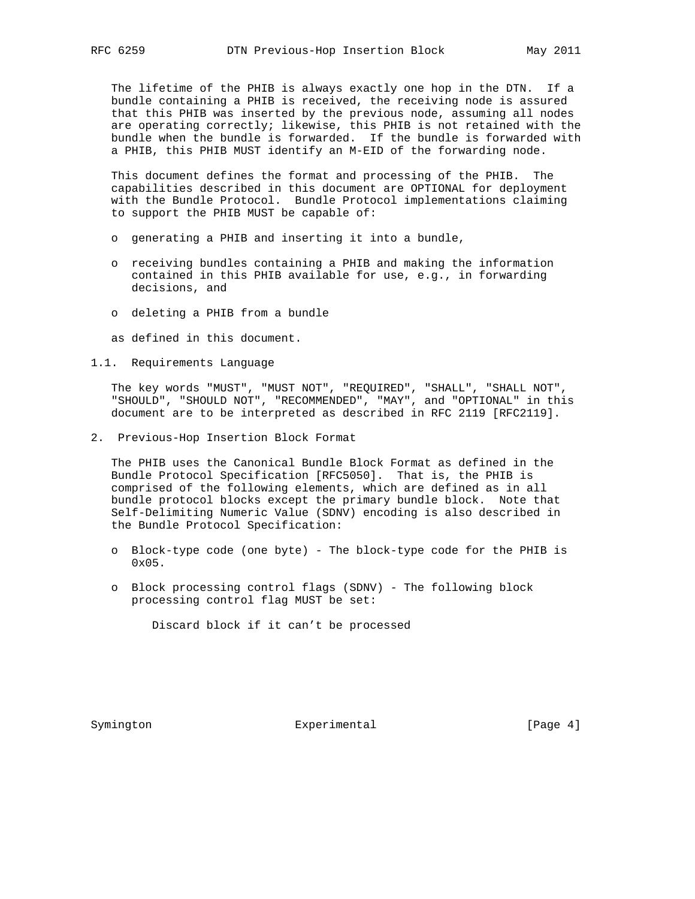The lifetime of the PHIB is always exactly one hop in the DTN. If a bundle containing a PHIB is received, the receiving node is assured that this PHIB was inserted by the previous node, assuming all nodes are operating correctly; likewise, this PHIB is not retained with the bundle when the bundle is forwarded. If the bundle is forwarded with a PHIB, this PHIB MUST identify an M-EID of the forwarding node.

This document defines the format and processing of the PHIB. The capabilities described in this document are OPTIONAL for deployment with the Bundle Protocol. Bundle Protocol implementations claiming to support the PHIB MUST be capable of:

- generating a PHIB and inserting it into a bundle,
- receiving bundles containing a PHIB and making the information contained in this PHIB available for use, e.g., in forwarding decisions, and
- deleting a PHIB from a bundle

as defined in this document.

### 1.1. Requirements Language

The key words "MUST", "MUST NOT", "REQUIRED", "SHALL", "SHALL NOT", "SHOULD", "SHOULD NOT", "RECOMMENDED", "MAY", and "OPTIONAL" in this document are to be interpreted as described in RFC 2119 [RFC2119].

## 2. Previous-Hop Insertion Block Format

The PHIB uses the Canonical Bundle Block Format as defined in the Bundle Protocol Specification [RFC5050]. That is, the PHIB is comprised of the following elements, which are defined as in all bundle protocol blocks except the primary bundle block. Note that Self-Delimiting Numeric Value (SDNV) encoding is also described in the Bundle Protocol Specification:

- Block-type code (one byte) - The block-type code for the PHIB is 0x05.
- Block processing control flags (SDNV) - The following block processing control flag MUST be set:

  Discard block if it can't be processed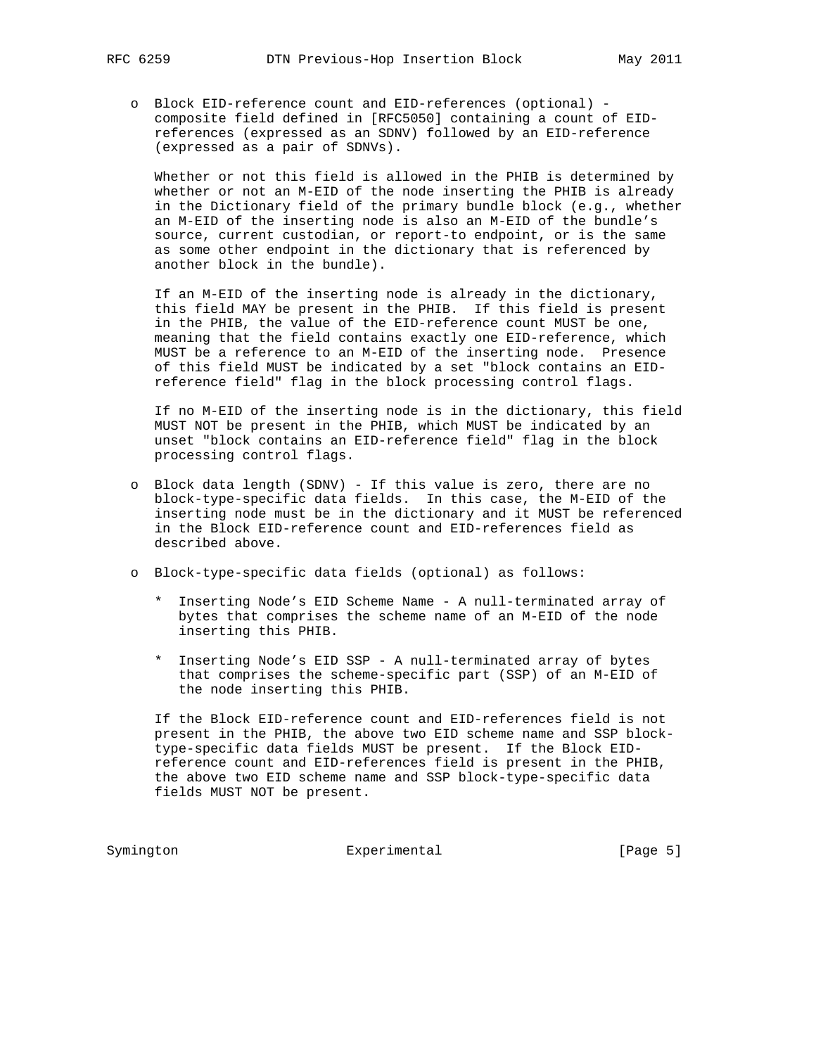- Block EID-reference count and EID-references (optional) - composite field defined in [RFC5050] containing a count of EID-references (expressed as an SDNV) followed by an EID-reference (expressed as a pair of SDNVs).

  Whether or not this field is allowed in the PHIB is determined by whether or not an M-EID of the node inserting the PHIB is already in the Dictionary field of the primary bundle block (e.g., whether an M-EID of the inserting node is also an M-EID of the bundle's source, current custodian, or report-to endpoint, or is the same as some other endpoint in the dictionary that is referenced by another block in the bundle).

  If an M-EID of the inserting node is already in the dictionary, this field MAY be present in the PHIB. If this field is present in the PHIB, the value of the EID-reference count MUST be one, meaning that the field contains exactly one EID-reference, which MUST be a reference to an M-EID of the inserting node. Presence of this field MUST be indicated by a set "block contains an EID-reference field" flag in the block processing control flags.

  If no M-EID of the inserting node is in the dictionary, this field MUST NOT be present in the PHIB, which MUST be indicated by an unset "block contains an EID-reference field" flag in the block processing control flags.

- Block data length (SDNV) - If this value is zero, there are no block-type-specific data fields. In this case, the M-EID of the inserting node must be in the dictionary and it MUST be referenced in the Block EID-reference count and EID-references field as described above.

- Block-type-specific data fields (optional) as follows:

  * Inserting Node's EID Scheme Name - A null-terminated array of bytes that comprises the scheme name of an M-EID of the node inserting this PHIB.

  * Inserting Node's EID SSP - A null-terminated array of bytes that comprises the scheme-specific part (SSP) of an M-EID of the node inserting this PHIB.

  If the Block EID-reference count and EID-references field is not present in the PHIB, the above two EID scheme name and SSP block-type-specific data fields MUST be present. If the Block EID-reference count and EID-references field is present in the PHIB, the above two EID scheme name and SSP block-type-specific data fields MUST NOT be present.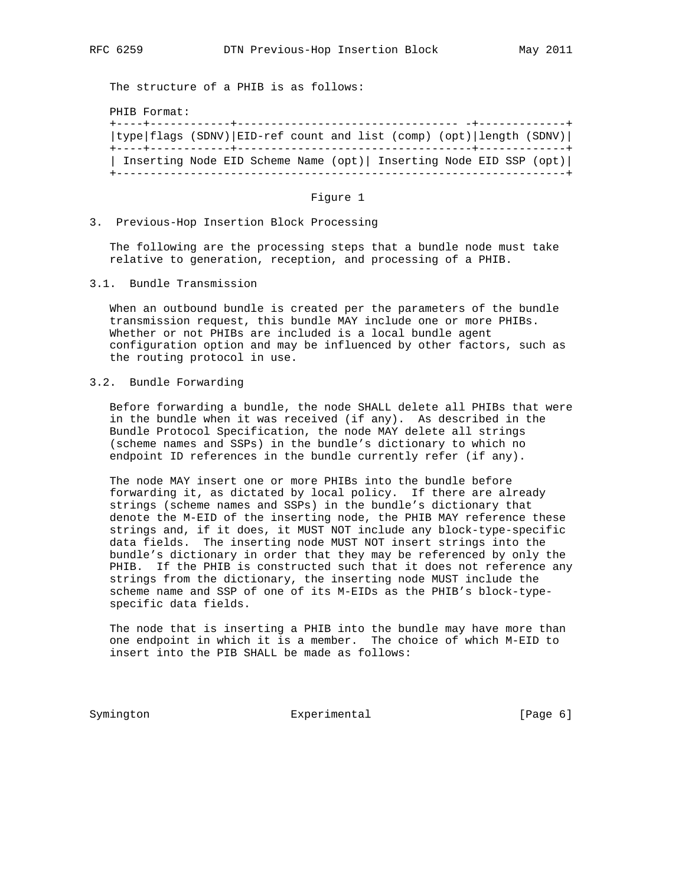The structure of a PHIB is as follows:

PHIB Format:

```
+----+------------+-------------------------------- -+-------------+
|type|flags (SDNV)|EID-ref count and list (comp) (opt)|length (SDNV)|
+----+------------+----------------------------------+-------------+
| Inserting Node EID Scheme Name (opt)| Inserting Node EID SSP (opt)|
+------------------------------------------------------------------+
```

Figure 1

## 3. Previous-Hop Insertion Block Processing

The following are the processing steps that a bundle node must take relative to generation, reception, and processing of a PHIB.

### 3.1. Bundle Transmission

When an outbound bundle is created per the parameters of the bundle transmission request, this bundle MAY include one or more PHIBs. Whether or not PHIBs are included is a local bundle agent configuration option and may be influenced by other factors, such as the routing protocol in use.

### 3.2. Bundle Forwarding

Before forwarding a bundle, the node SHALL delete all PHIBs that were in the bundle when it was received (if any). As described in the Bundle Protocol Specification, the node MAY delete all strings (scheme names and SSPs) in the bundle's dictionary to which no endpoint ID references in the bundle currently refer (if any).

The node MAY insert one or more PHIBs into the bundle before forwarding it, as dictated by local policy. If there are already strings (scheme names and SSPs) in the bundle's dictionary that denote the M-EID of the inserting node, the PHIB MAY reference these strings and, if it does, it MUST NOT include any block-type-specific data fields. The inserting node MUST NOT insert strings into the bundle's dictionary in order that they may be referenced by only the PHIB. If the PHIB is constructed such that it does not reference any strings from the dictionary, the inserting node MUST include the scheme name and SSP of one of its M-EIDs as the PHIB's block-type-specific data fields.

The node that is inserting a PHIB into the bundle may have more than one endpoint in which it is a member. The choice of which M-EID to insert into the PIB SHALL be made as follows: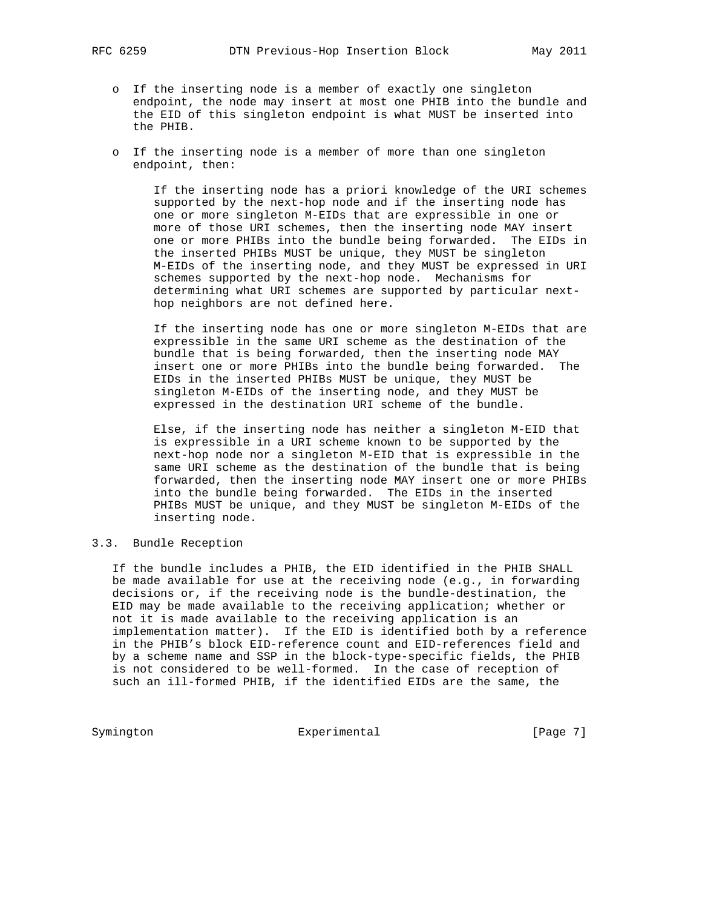- If the inserting node is a member of exactly one singleton endpoint, the node may insert at most one PHIB into the bundle and the EID of this singleton endpoint is what MUST be inserted into the PHIB.

- If the inserting node is a member of more than one singleton endpoint, then:

  If the inserting node has a priori knowledge of the URI schemes supported by the next-hop node and if the inserting node has one or more singleton M-EIDs that are expressible in one or more of those URI schemes, then the inserting node MAY insert one or more PHIBs into the bundle being forwarded. The EIDs in the inserted PHIBs MUST be unique, they MUST be singleton M-EIDs of the inserting node, and they MUST be expressed in URI schemes supported by the next-hop node. Mechanisms for determining what URI schemes are supported by particular next-hop neighbors are not defined here.

  If the inserting node has one or more singleton M-EIDs that are expressible in the same URI scheme as the destination of the bundle that is being forwarded, then the inserting node MAY insert one or more PHIBs into the bundle being forwarded. The EIDs in the inserted PHIBs MUST be unique, they MUST be singleton M-EIDs of the inserting node, and they MUST be expressed in the destination URI scheme of the bundle.

  Else, if the inserting node has neither a singleton M-EID that is expressible in a URI scheme known to be supported by the next-hop node nor a singleton M-EID that is expressible in the same URI scheme as the destination of the bundle that is being forwarded, then the inserting node MAY insert one or more PHIBs into the bundle being forwarded. The EIDs in the inserted PHIBs MUST be unique, and they MUST be singleton M-EIDs of the inserting node.

### 3.3. Bundle Reception

If the bundle includes a PHIB, the EID identified in the PHIB SHALL be made available for use at the receiving node (e.g., in forwarding decisions or, if the receiving node is the bundle-destination, the EID may be made available to the receiving application; whether or not it is made available to the receiving application is an implementation matter). If the EID is identified both by a reference in the PHIB's block EID-reference count and EID-references field and by a scheme name and SSP in the block-type-specific fields, the PHIB is not considered to be well-formed. In the case of reception of such an ill-formed PHIB, if the identified EIDs are the same, the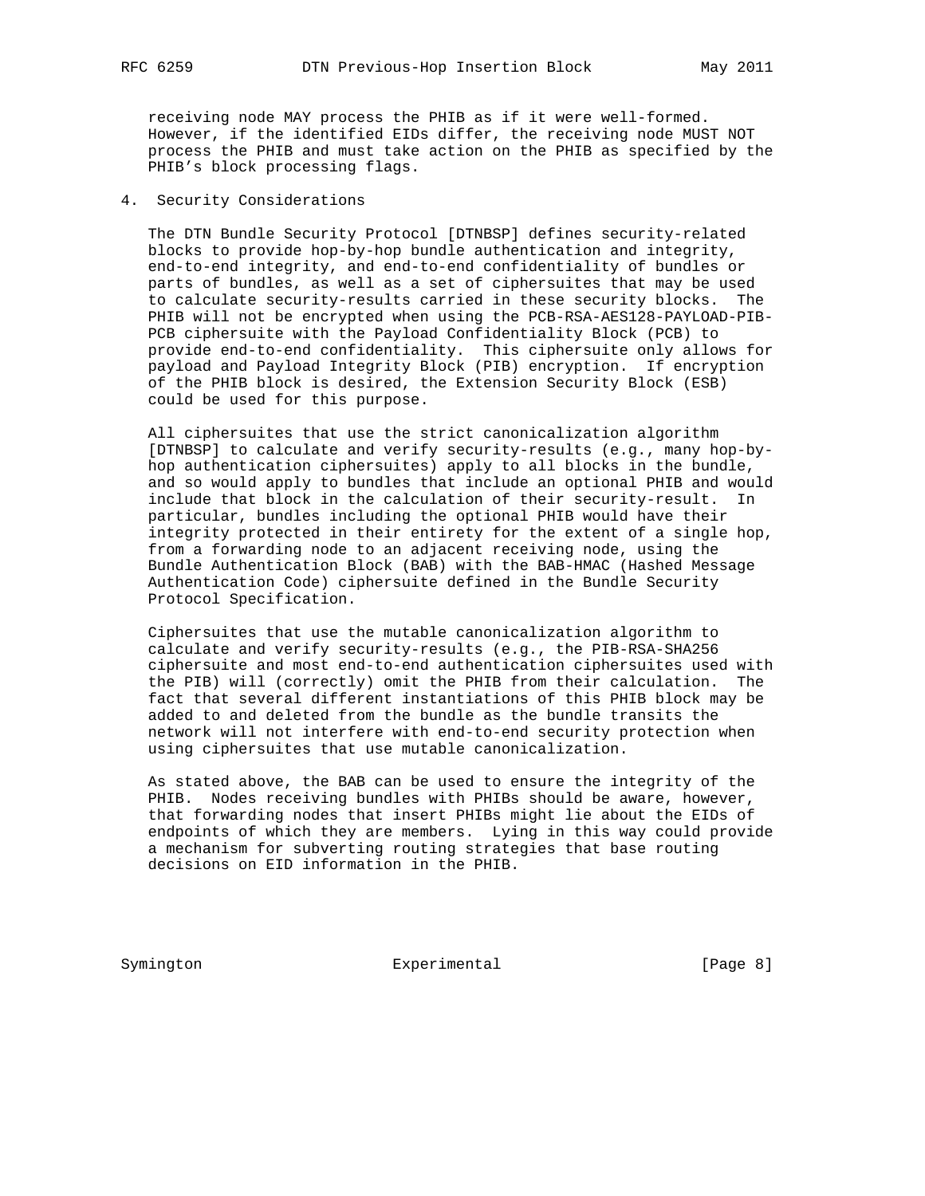receiving node MAY process the PHIB as if it were well-formed. However, if the identified EIDs differ, the receiving node MUST NOT process the PHIB and must take action on the PHIB as specified by the PHIB's block processing flags.

## 4. Security Considerations

The DTN Bundle Security Protocol [DTNBSP] defines security-related blocks to provide hop-by-hop bundle authentication and integrity, end-to-end integrity, and end-to-end confidentiality of bundles or parts of bundles, as well as a set of ciphersuites that may be used to calculate security-results carried in these security blocks. The PHIB will not be encrypted when using the PCB-RSA-AES128-PAYLOAD-PIB-PCB ciphersuite with the Payload Confidentiality Block (PCB) to provide end-to-end confidentiality. This ciphersuite only allows for payload and Payload Integrity Block (PIB) encryption. If encryption of the PHIB block is desired, the Extension Security Block (ESB) could be used for this purpose.

All ciphersuites that use the strict canonicalization algorithm [DTNBSP] to calculate and verify security-results (e.g., many hop-by-hop authentication ciphersuites) apply to all blocks in the bundle, and so would apply to bundles that include an optional PHIB and would include that block in the calculation of their security-result. In particular, bundles including the optional PHIB would have their integrity protected in their entirety for the extent of a single hop, from a forwarding node to an adjacent receiving node, using the Bundle Authentication Block (BAB) with the BAB-HMAC (Hashed Message Authentication Code) ciphersuite defined in the Bundle Security Protocol Specification.

Ciphersuites that use the mutable canonicalization algorithm to calculate and verify security-results (e.g., the PIB-RSA-SHA256 ciphersuite and most end-to-end authentication ciphersuites used with the PIB) will (correctly) omit the PHIB from their calculation. The fact that several different instantiations of this PHIB block may be added to and deleted from the bundle as the bundle transits the network will not interfere with end-to-end security protection when using ciphersuites that use mutable canonicalization.

As stated above, the BAB can be used to ensure the integrity of the PHIB. Nodes receiving bundles with PHIBs should be aware, however, that forwarding nodes that insert PHIBs might lie about the EIDs of endpoints of which they are members. Lying in this way could provide a mechanism for subverting routing strategies that base routing decisions on EID information in the PHIB.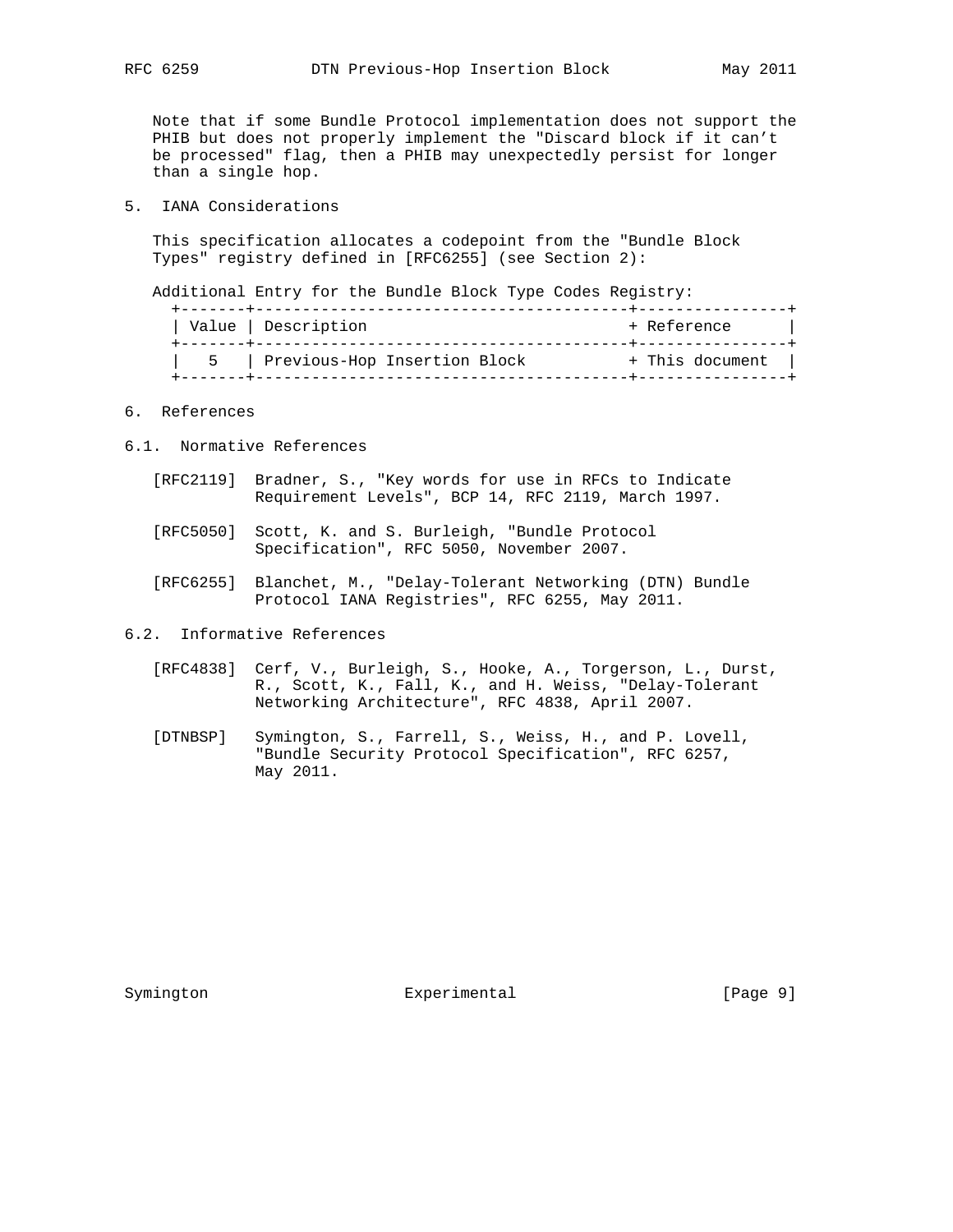Note that if some Bundle Protocol implementation does not support the PHIB but does not properly implement the "Discard block if it can't be processed" flag, then a PHIB may unexpectedly persist for longer than a single hop.

## 5. IANA Considerations

This specification allocates a codepoint from the "Bundle Block Types" registry defined in [RFC6255] (see Section 2):

Additional Entry for the Bundle Block Type Codes Registry:

| Value | Description | Reference |
|---|---|---|
| 5 | Previous-Hop Insertion Block | This document |

## 6. References

### 6.1. Normative References

[RFC2119] Bradner, S., "Key words for use in RFCs to Indicate Requirement Levels", BCP 14, RFC 2119, March 1997.

[RFC5050] Scott, K. and S. Burleigh, "Bundle Protocol Specification", RFC 5050, November 2007.

[RFC6255] Blanchet, M., "Delay-Tolerant Networking (DTN) Bundle Protocol IANA Registries", RFC 6255, May 2011.

### 6.2. Informative References

[RFC4838] Cerf, V., Burleigh, S., Hooke, A., Torgerson, L., Durst, R., Scott, K., Fall, K., and H. Weiss, "Delay-Tolerant Networking Architecture", RFC 4838, April 2007.

[DTNBSP] Symington, S., Farrell, S., Weiss, H., and P. Lovell, "Bundle Security Protocol Specification", RFC 6257, May 2011.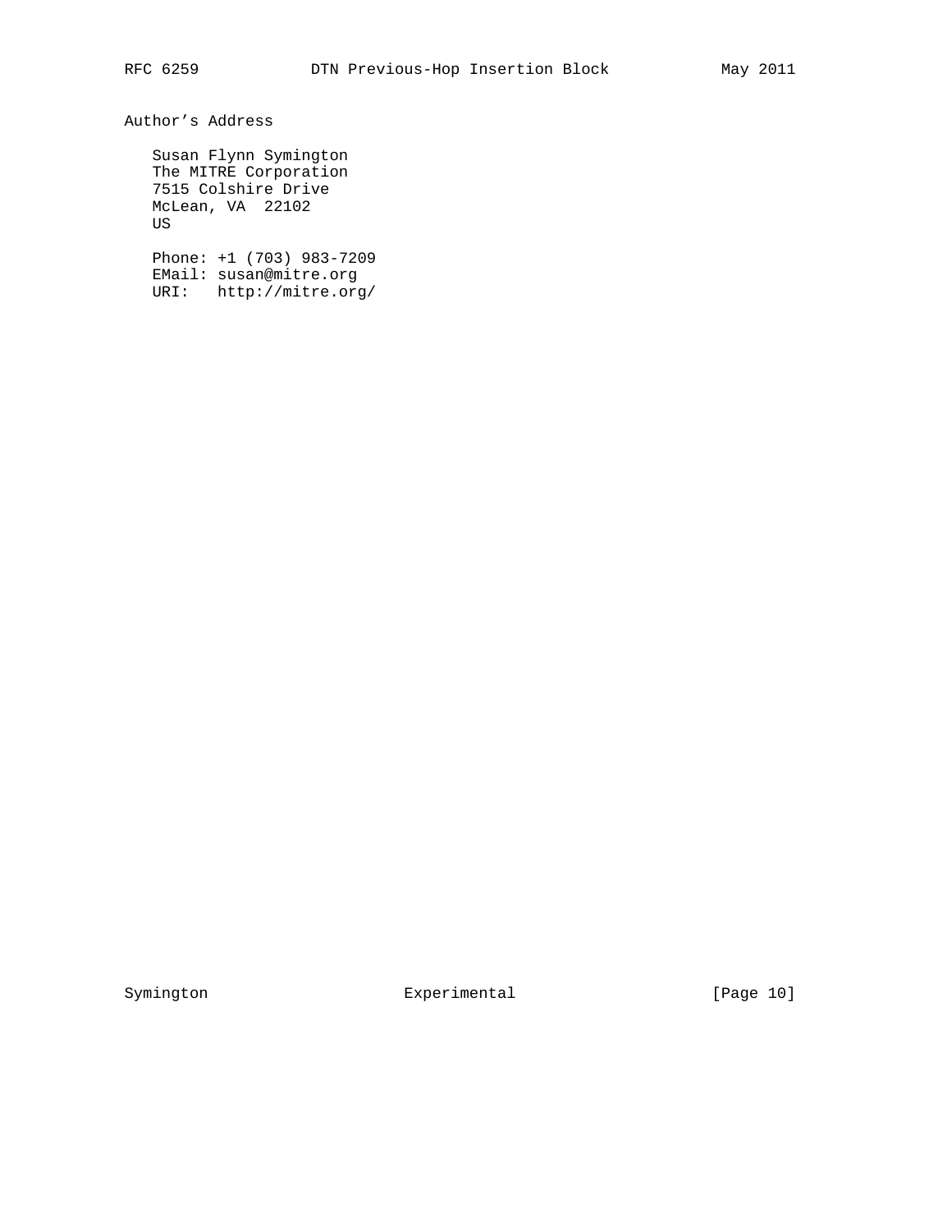## Author's Address

Susan Flynn Symington
The MITRE Corporation
7515 Colshire Drive
McLean, VA  22102
US

Phone: +1 (703) 983-7209
EMail: susan@mitre.org
URI:   http://mitre.org/